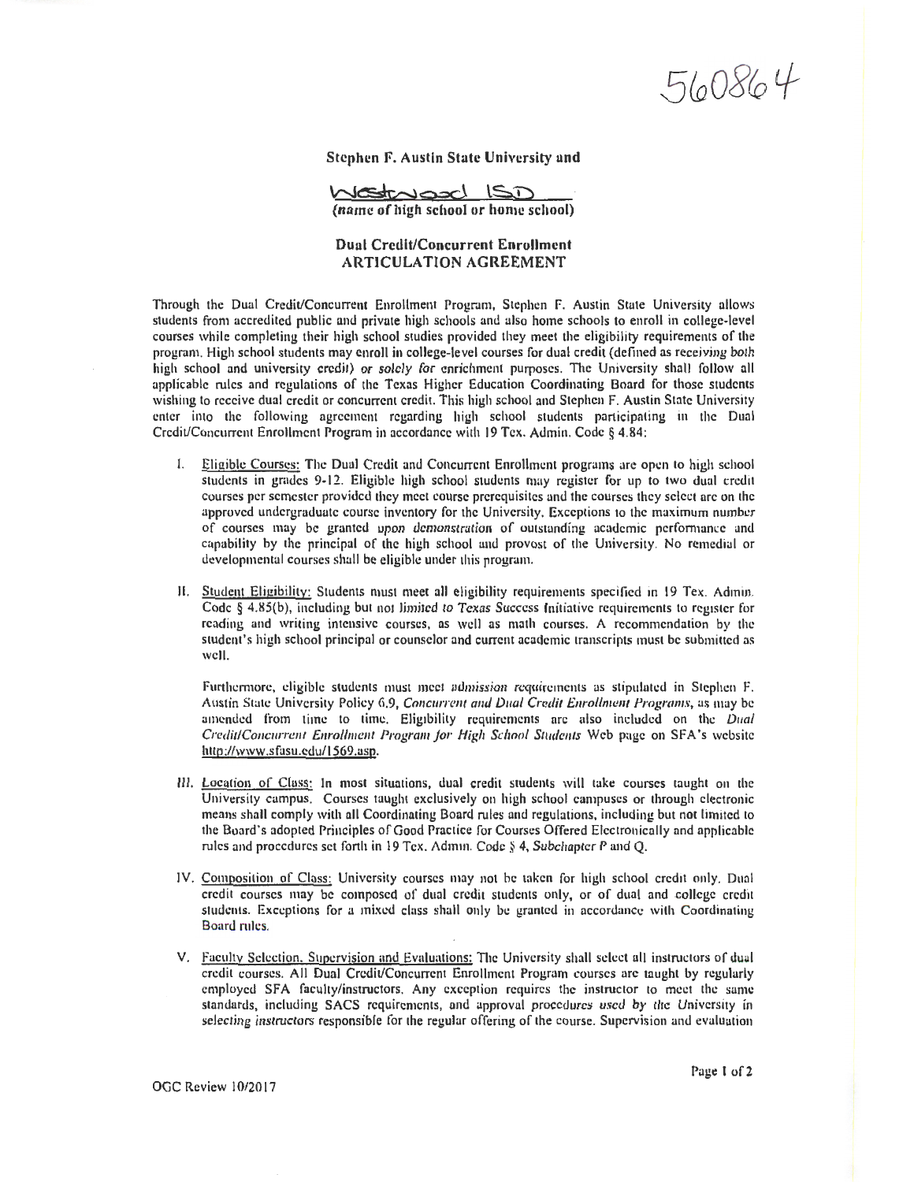560864

**Stephen F. Austin State University and**

Westwood ISD
**(name of high school or home school)**

## Dual Credit/Concurrent Enrollment ARTICULATION AGREEMENT

Through the Dual Credit/Concurrent Enrollment Program, Stephen F. Austin State University allows students from accredited public and private high schools and also home schools to enroll in college-level courses while completing their high school studies provided they meet the eligibility requirements of the program. High school students may enroll in college-level courses for dual credit (defined as receiving both high school and university credit) or solely for enrichment purposes. The University shall follow all applicable rules and regulations of the Texas Higher Education Coordinating Board for those students wishing to receive dual credit or concurrent credit. This high school and Stephen F. Austin State University enter into the following agreement regarding high school students participating in the Dual Credit/Concurrent Enrollment Program in accordance with 19 Tex. Admin. Code § 4.84:

I. Eligible Courses: The Dual Credit and Concurrent Enrollment programs are open to high school students in grades 9-12. Eligible high school students may register for up to two dual credit courses per semester provided they meet course prerequisites and the courses they select are on the approved undergraduate course inventory for the University. Exceptions to the maximum number of courses may be granted upon demonstration of outstanding academic performance and capability by the principal of the high school and provost of the University. No remedial or developmental courses shall be eligible under this program.

II. Student Eligibility: Students must meet all eligibility requirements specified in 19 Tex. Admin. Code § 4.85(b), including but not limited to Texas Success Initiative requirements to register for reading and writing intensive courses, as well as math courses. A recommendation by the student's high school principal or counselor and current academic transcripts must be submitted as well.

Furthermore, eligible students must meet admission requirements as stipulated in Stephen F. Austin State University Policy 6.9, *Concurrent and Dual Credit Enrollment Programs*, as may be amended from time to time. Eligibility requirements are also included on the *Dual Credit/Concurrent Enrollment Program for High School Students* Web page on SFA's website http://www.sfasu.edu/1569.asp.

III. Location of Class: In most situations, dual credit students will take courses taught on the University campus. Courses taught exclusively on high school campuses or through electronic means shall comply with all Coordinating Board rules and regulations, including but not limited to the Board's adopted Principles of Good Practice for Courses Offered Electronically and applicable rules and procedures set forth in 19 Tex. Admin. Code § 4, Subchapter P and Q.

IV. Composition of Class: University courses may not be taken for high school credit only. Dual credit courses may be composed of dual credit students only, or of dual and college credit students. Exceptions for a mixed class shall only be granted in accordance with Coordinating Board rules.

V. Faculty Selection, Supervision and Evaluations: The University shall select all instructors of dual credit courses. All Dual Credit/Concurrent Enrollment Program courses are taught by regularly employed SFA faculty/instructors. Any exception requires the instructor to meet the same standards, including SACS requirements, and approval procedures used by the University in selecting instructors responsible for the regular offering of the course. Supervision and evaluation

OGC Review 10/2017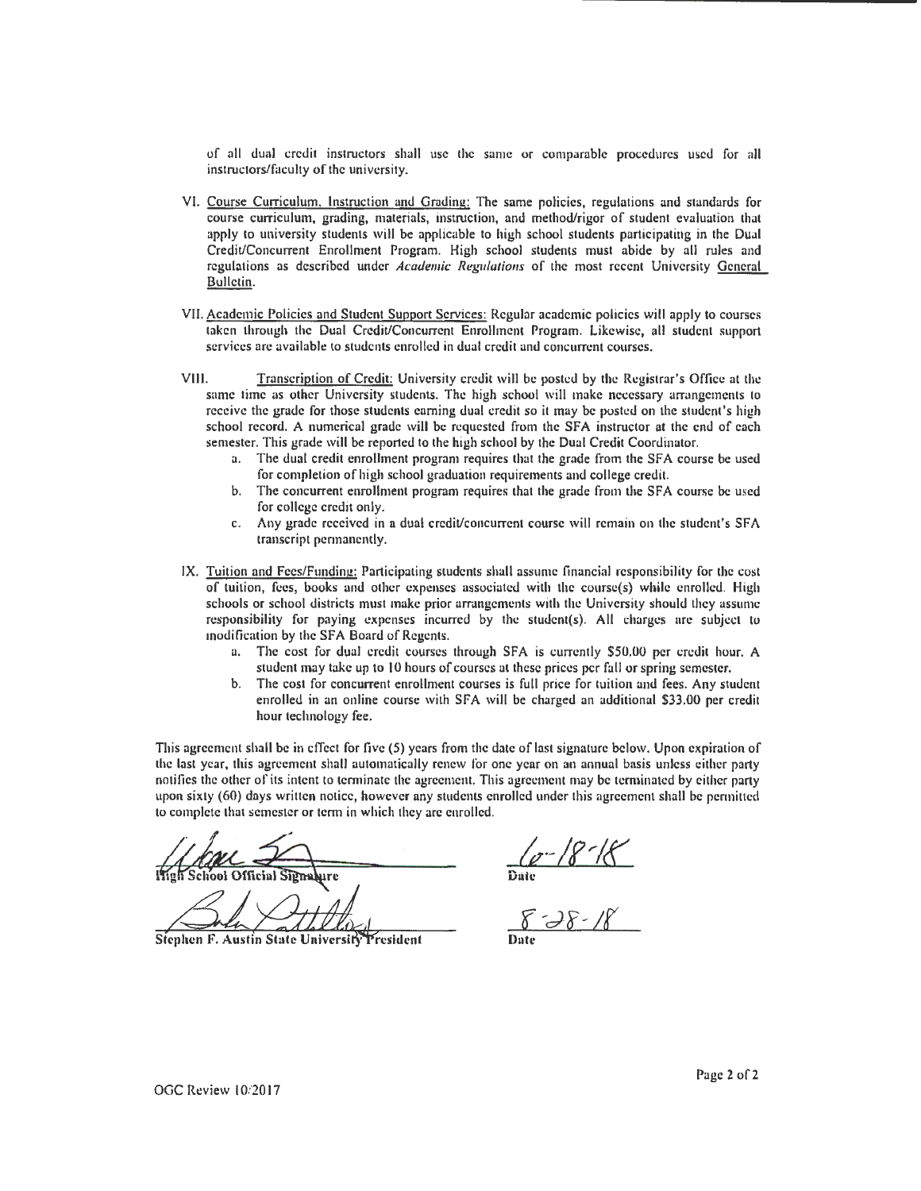of all dual credit instructors shall use the same or comparable procedures used for all instructors/faculty of the university.

VI. Course Curriculum, Instruction and Grading: The same policies, regulations and standards for course curriculum, grading, materials, instruction, and method/rigor of student evaluation that apply to university students will be applicable to high school students participating in the Dual Credit/Concurrent Enrollment Program. High school students must abide by all rules and regulations as described under *Academic Regulations* of the most recent University General Bulletin.

VII. Academic Policies and Student Support Services: Regular academic policies will apply to courses taken through the Dual Credit/Concurrent Enrollment Program. Likewise, all student support services are available to students enrolled in dual credit and concurrent courses.

VIII. Transcription of Credit: University credit will be posted by the Registrar's Office at the same time as other University students. The high school will make necessary arrangements to receive the grade for those students earning dual credit so it may be posted on the student's high school record. A numerical grade will be requested from the SFA instructor at the end of each semester. This grade will be reported to the high school by the Dual Credit Coordinator.

   a. The dual credit enrollment program requires that the grade from the SFA course be used for completion of high school graduation requirements and college credit.
   b. The concurrent enrollment program requires that the grade from the SFA course be used for college credit only.
   c. Any grade received in a dual credit/concurrent course will remain on the student's SFA transcript permanently.

IX. Tuition and Fees/Funding: Participating students shall assume financial responsibility for the cost of tuition, fees, books and other expenses associated with the course(s) while enrolled. High schools or school districts must make prior arrangements with the University should they assume responsibility for paying expenses incurred by the student(s). All charges are subject to modification by the SFA Board of Regents.

   a. The cost for dual credit courses through SFA is currently $50.00 per credit hour. A student may take up to 10 hours of courses at these prices per fall or spring semester.
   b. The cost for concurrent enrollment courses is full price for tuition and fees. Any student enrolled in an online course with SFA will be charged an additional $33.00 per credit hour technology fee.

This agreement shall be in effect for five (5) years from the date of last signature below. Upon expiration of the last year, this agreement shall automatically renew for one year on an annual basis unless either party notifies the other of its intent to terminate the agreement. This agreement may be terminated by either party upon sixty (60) days written notice, however any students enrolled under this agreement shall be permitted to complete that semester or term in which they are enrolled.

High School Official Signature — Date: 6-18-18

Stephen F. Austin State University President — Date: 8-28-18

OGC Review 10/2017